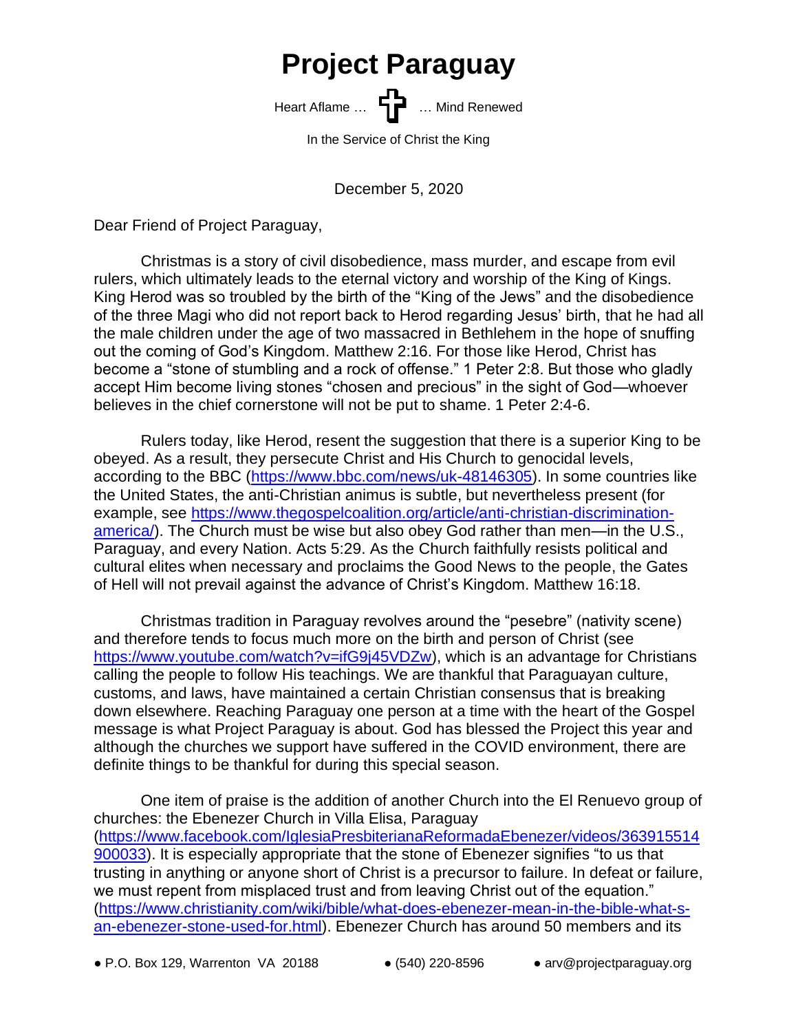# Project Paraguay

Heart Aflame … ✝ … Mind Renewed

In the Service of Christ the King

December 5, 2020

Dear Friend of Project Paraguay,

Christmas is a story of civil disobedience, mass murder, and escape from evil rulers, which ultimately leads to the eternal victory and worship of the King of Kings. King Herod was so troubled by the birth of the "King of the Jews" and the disobedience of the three Magi who did not report back to Herod regarding Jesus' birth, that he had all the male children under the age of two massacred in Bethlehem in the hope of snuffing out the coming of God's Kingdom. Matthew 2:16. For those like Herod, Christ has become a "stone of stumbling and a rock of offense." 1 Peter 2:8. But those who gladly accept Him become living stones "chosen and precious" in the sight of God—whoever believes in the chief cornerstone will not be put to shame. 1 Peter 2:4-6.

Rulers today, like Herod, resent the suggestion that there is a superior King to be obeyed. As a result, they persecute Christ and His Church to genocidal levels, according to the BBC (https://www.bbc.com/news/uk-48146305). In some countries like the United States, the anti-Christian animus is subtle, but nevertheless present (for example, see https://www.thegospelcoalition.org/article/anti-christian-discrimination-america/). The Church must be wise but also obey God rather than men—in the U.S., Paraguay, and every Nation. Acts 5:29. As the Church faithfully resists political and cultural elites when necessary and proclaims the Good News to the people, the Gates of Hell will not prevail against the advance of Christ's Kingdom. Matthew 16:18.

Christmas tradition in Paraguay revolves around the "pesebre" (nativity scene) and therefore tends to focus much more on the birth and person of Christ (see https://www.youtube.com/watch?v=ifG9j45VDZw), which is an advantage for Christians calling the people to follow His teachings. We are thankful that Paraguayan culture, customs, and laws, have maintained a certain Christian consensus that is breaking down elsewhere. Reaching Paraguay one person at a time with the heart of the Gospel message is what Project Paraguay is about. God has blessed the Project this year and although the churches we support have suffered in the COVID environment, there are definite things to be thankful for during this special season.

One item of praise is the addition of another Church into the El Renuevo group of churches: the Ebenezer Church in Villa Elisa, Paraguay (https://www.facebook.com/IglesiaPresbiterianaReformadaEbenezer/videos/363915514900033). It is especially appropriate that the stone of Ebenezer signifies "to us that trusting in anything or anyone short of Christ is a precursor to failure. In defeat or failure, we must repent from misplaced trust and from leaving Christ out of the equation." (https://www.christianity.com/wiki/bible/what-does-ebenezer-mean-in-the-bible-what-s-an-ebenezer-stone-used-for.html). Ebenezer Church has around 50 members and its

● P.O. Box 129, Warrenton VA 20188 ● (540) 220-8596 ● arv@projectparaguay.org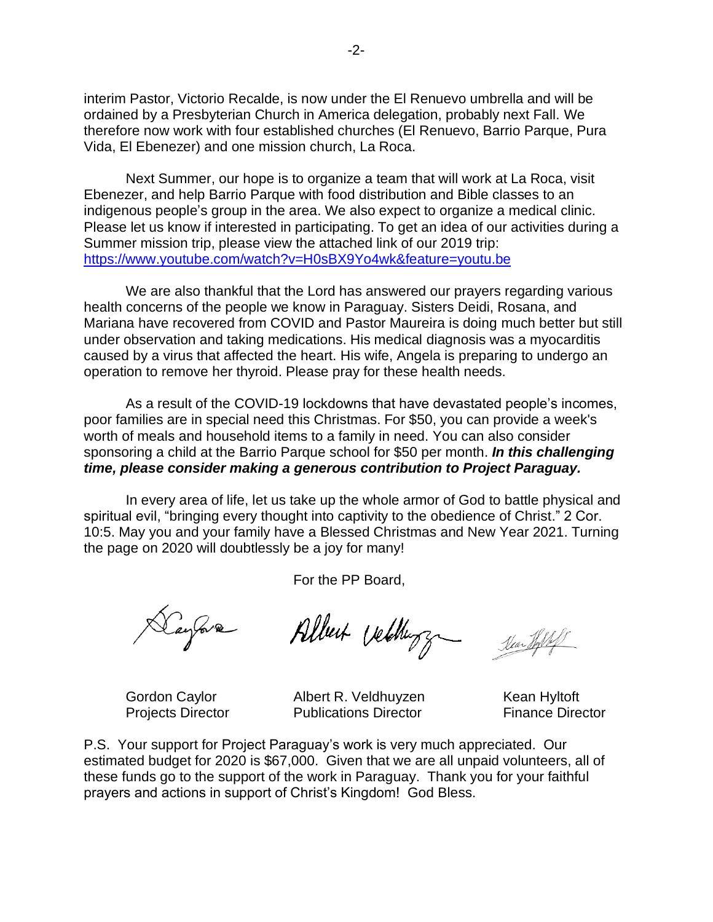interim Pastor, Victorio Recalde, is now under the El Renuevo umbrella and will be ordained by a Presbyterian Church in America delegation, probably next Fall. We therefore now work with four established churches (El Renuevo, Barrio Parque, Pura Vida, El Ebenezer) and one mission church, La Roca.

Next Summer, our hope is to organize a team that will work at La Roca, visit Ebenezer, and help Barrio Parque with food distribution and Bible classes to an indigenous people's group in the area. We also expect to organize a medical clinic. Please let us know if interested in participating. To get an idea of our activities during a Summer mission trip, please view the attached link of our 2019 trip: https://www.youtube.com/watch?v=H0sBX9Yo4wk&feature=youtu.be

We are also thankful that the Lord has answered our prayers regarding various health concerns of the people we know in Paraguay. Sisters Deidi, Rosana, and Mariana have recovered from COVID and Pastor Maureira is doing much better but still under observation and taking medications. His medical diagnosis was a myocarditis caused by a virus that affected the heart. His wife, Angela is preparing to undergo an operation to remove her thyroid. Please pray for these health needs.

As a result of the COVID-19 lockdowns that have devastated people's incomes, poor families are in special need this Christmas. For $50, you can provide a week's worth of meals and household items to a family in need. You can also consider sponsoring a child at the Barrio Parque school for $50 per month. ***In this challenging time, please consider making a generous contribution to Project Paraguay.***

In every area of life, let us take up the whole armor of God to battle physical and spiritual evil, "bringing every thought into captivity to the obedience of Christ." 2 Cor. 10:5. May you and your family have a Blessed Christmas and New Year 2021. Turning the page on 2020 will doubtlessly be a joy for many!

For the PP Board,

| Gordon Caylor | Albert R. Veldhuyzen | Kean Hyltoft |
|---|---|---|
| Projects Director | Publications Director | Finance Director |

P.S. Your support for Project Paraguay's work is very much appreciated. Our estimated budget for 2020 is $67,000. Given that we are all unpaid volunteers, all of these funds go to the support of the work in Paraguay. Thank you for your faithful prayers and actions in support of Christ's Kingdom! God Bless.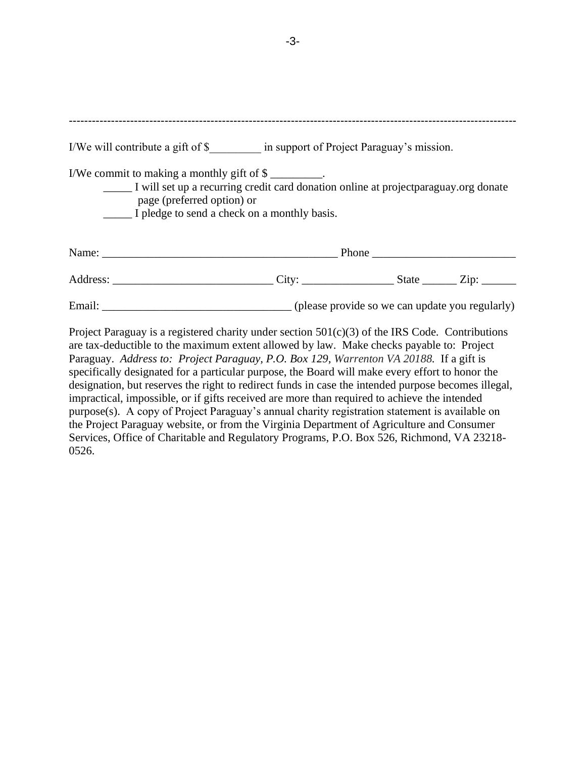---

I/We will contribute a gift of $_________ in support of Project Paraguay's mission.

I/We commit to making a monthly gift of $ _________.

_____ I will set up a recurring credit card donation online at projectparaguay.org donate page (preferred option) or

_____ I pledge to send a check on a monthly basis.

Name: _________________________________________ Phone _________________________

Address: ___________________________ City: ________________ State ______ Zip: ______

Email: ________________________________ (please provide so we can update you regularly)

Project Paraguay is a registered charity under section 501(c)(3) of the IRS Code. Contributions are tax-deductible to the maximum extent allowed by law. Make checks payable to: Project Paraguay. *Address to: Project Paraguay, P.O. Box 129, Warrenton VA 20188.* If a gift is specifically designated for a particular purpose, the Board will make every effort to honor the designation, but reserves the right to redirect funds in case the intended purpose becomes illegal, impractical, impossible, or if gifts received are more than required to achieve the intended purpose(s). A copy of Project Paraguay's annual charity registration statement is available on the Project Paraguay website, or from the Virginia Department of Agriculture and Consumer Services, Office of Charitable and Regulatory Programs, P.O. Box 526, Richmond, VA 23218-0526.